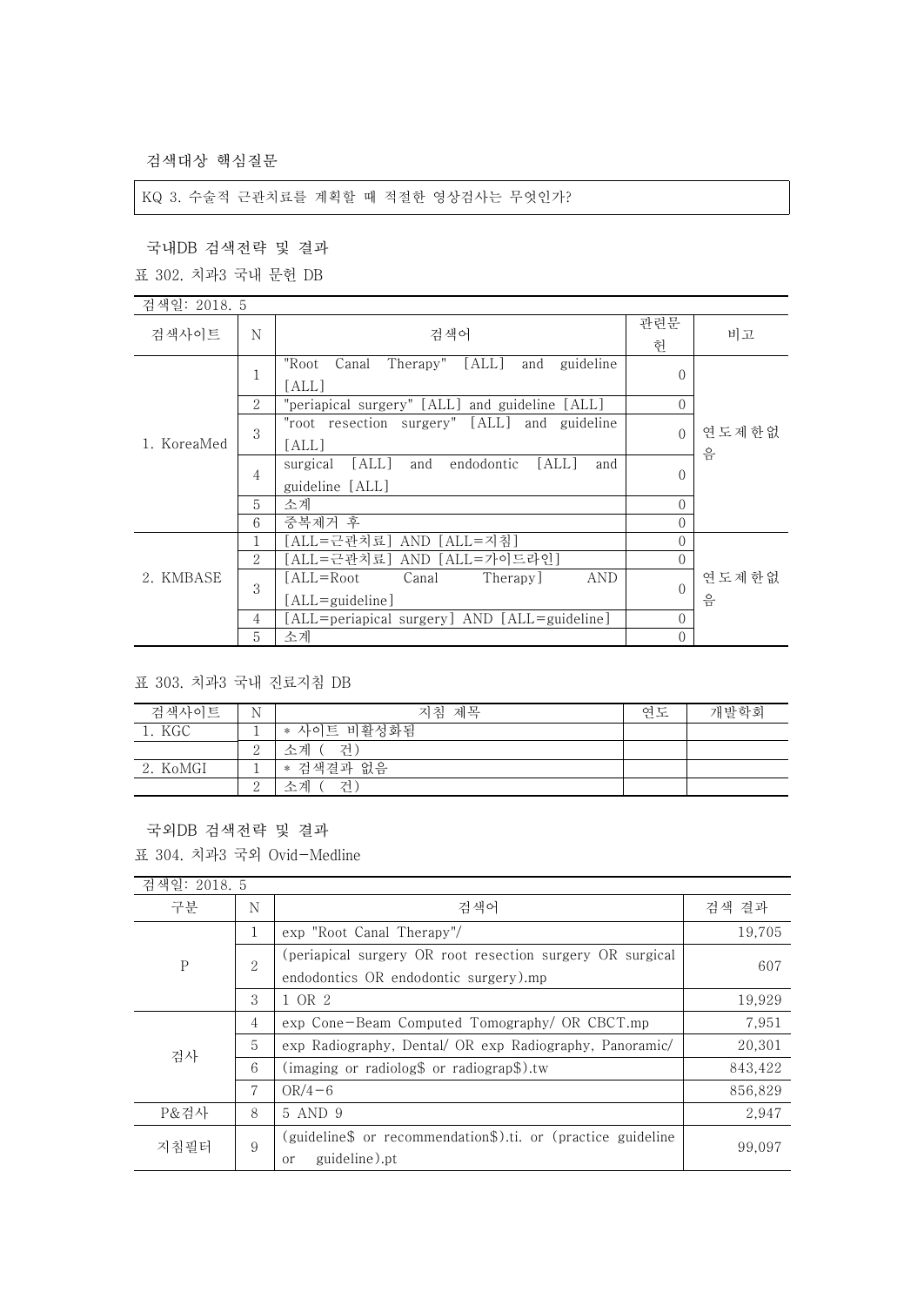검색대상 핵심질문

KQ 3. 수술적 근관치료를 계획할 때 적절한 영상검사는 무엇인가?

국내DB 검색전략 및 결과

표 302. 치과3 국내 문헌 DB

검색일: 2018. 5

| 검색사이트 | N | 검색어 | 관련문헌 | 비고 |
|---|---|---|---|---|
| 1. KoreaMed | 1 | "Root Canal Therapy" [ALL] and guideline [ALL] | 0 | 연도제한없음 |
| | 2 | "periapical surgery" [ALL] and guideline [ALL] | 0 | |
| | 3 | "root resection surgery" [ALL] and guideline [ALL] | 0 | |
| | 4 | surgical [ALL] and endodontic [ALL] and guideline [ALL] | 0 | |
| | 5 | 소계 | 0 | |
| | 6 | 중복제거 후 | 0 | |
| 2. KMBASE | 1 | [ALL=근관치료] AND [ALL=지침] | 0 | 연도제한없음 |
| | 2 | [ALL=근관치료] AND [ALL=가이드라인] | 0 | |
| | 3 | [ALL=Root Canal Therapy] AND [ALL=guideline] | 0 | |
| | 4 | [ALL=periapical surgery] AND [ALL=guideline] | 0 | |
| | 5 | 소계 | 0 | |

표 303. 치과3 국내 진료지침 DB

| 검색사이트 | N | 지침 제목 | 연도 | 개발학회 |
|---|---|---|---|---|
| 1. KGC | 1 | * 사이트 비활성화됨 | | |
| | 2 | 소계 ( 건) | | |
| 2. KoMGI | 1 | * 검색결과 없음 | | |
| | 2 | 소계 ( 건) | | |

국외DB 검색전략 및 결과

표 304. 치과3 국외 Ovid-Medline

검색일: 2018. 5

| 구분 | N | 검색어 | 검색 결과 |
|---|---|---|---|
| P | 1 | exp "Root Canal Therapy"/ | 19,705 |
| | 2 | (periapical surgery OR root resection surgery OR surgical endodontics OR endodontic surgery).mp | 607 |
| | 3 | 1 OR 2 | 19,929 |
| 검사 | 4 | exp Cone-Beam Computed Tomography/ OR CBCT.mp | 7,951 |
| | 5 | exp Radiography, Dental/ OR exp Radiography, Panoramic/ | 20,301 |
| | 6 | (imaging or radiolog$ or radiograp$).tw | 843,422 |
| | 7 | OR/4-6 | 856,829 |
| P&검사 | 8 | 5 AND 9 | 2,947 |
| 지침필터 | 9 | (guideline$ or recommendation$).ti. or (practice guideline or guideline).pt | 99,097 |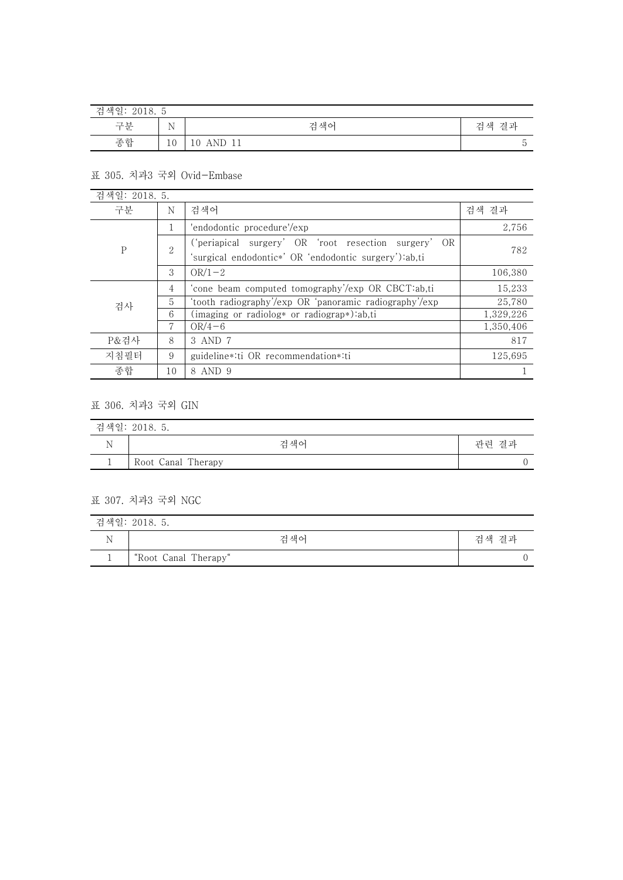| 검색일: 2018. 5 | | | |
|---|---|---|---|
| 구분 | N | 검색어 | 검색 결과 |
| 종합 | 10 | 10 AND 11 | 5 |

표 305. 치과3 국외 Ovid-Embase

| 검색일: 2018. 5. | | | |
|---|---|---|---|
| 구분 | N | 검색어 | 검색 결과 |
| P | 1 | 'endodontic procedure'/exp | 2,756 |
| | 2 | ('periapical surgery' OR 'root resection surgery' OR 'surgical endodontic*' OR 'endodontic surgery'):ab,ti | 782 |
| | 3 | OR/1-2 | 106,380 |
| 검사 | 4 | 'cone beam computed tomography'/exp OR CBCT:ab,ti | 15,233 |
| | 5 | 'tooth radiography'/exp OR 'panoramic radiography'/exp | 25,780 |
| | 6 | (imaging or radiolog* or radiograp*):ab,ti | 1,329,226 |
| | 7 | OR/4-6 | 1,350,406 |
| P&검사 | 8 | 3 AND 7 | 817 |
| 지침필터 | 9 | guideline*:ti OR recommendation*:ti | 125,695 |
| 종합 | 10 | 8 AND 9 | 1 |

표 306. 치과3 국외 GIN

| 검색일: 2018. 5. | | |
|---|---|---|
| N | 검색어 | 관련 결과 |
| 1 | Root Canal Therapy | 0 |

표 307. 치과3 국외 NGC

| 검색일: 2018. 5. | | |
|---|---|---|
| N | 검색어 | 검색 결과 |
| 1 | "Root Canal Therapy" | 0 |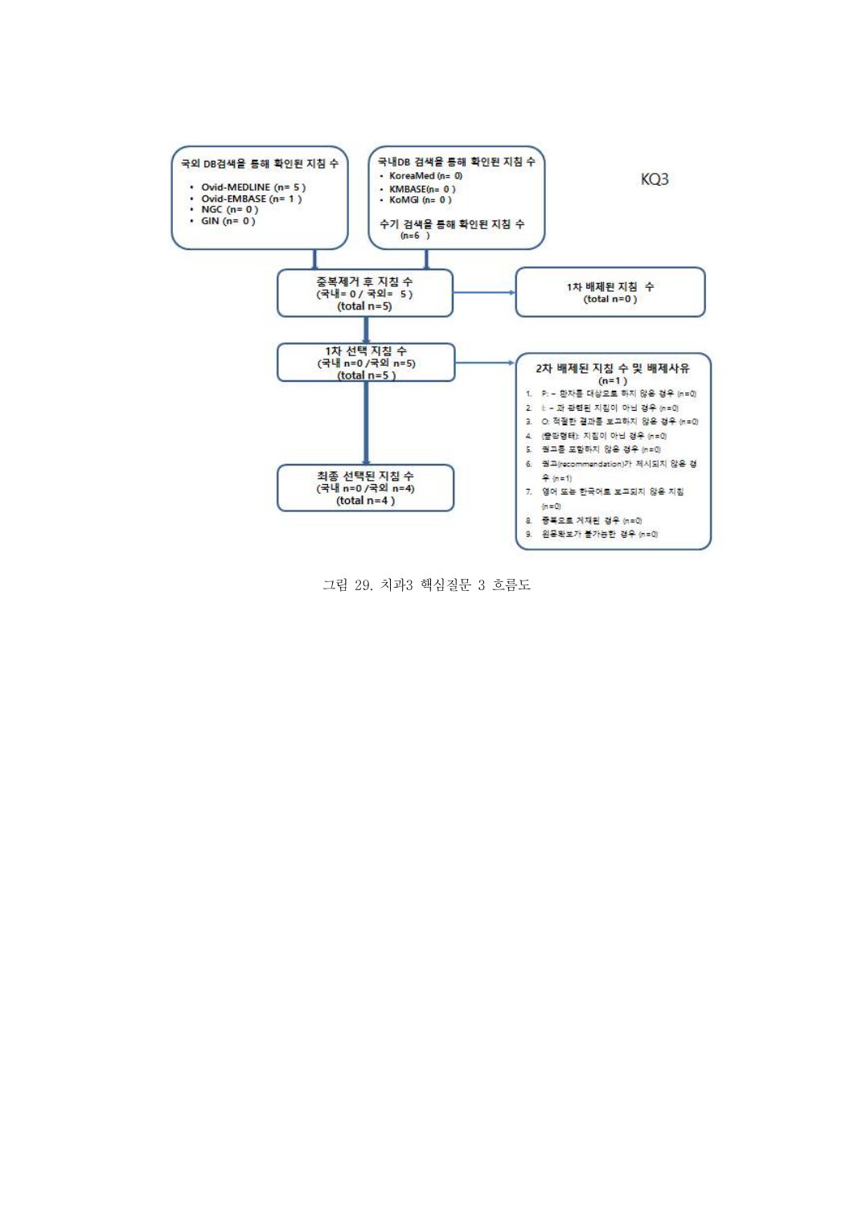국외 DB검색을 통해 확인된 지침 수

- Ovid-MEDLINE (n= 5 )
- Ovid-EMBASE (n= 1 )
- NGC (n= 0 )
- GIN (n= 0 )

국내DB 검색을 통해 확인된 지침 수

- KoreaMed (n= 0)
- KMBASE(n= 0 )
- KoMGI (n= 0 )

수기 검색을 통해 확인된 지침 수
(n=6 )

KQ3

중복제거 후 지침 수
(국내= 0 / 국외= 5 )
(total n=5)

1차 배제된 지침 수
(total n=0 )

1차 선택 지침 수
(국내 n=0 /국외 n=5)
(total n=5 )

2차 배제된 지침 수 및 배제사유
(n=1 )

1. P: - 환자를 대상으로 하지 않은 경우 (n=0)
2. I: - 과 관련된 지침이 아닌 경우 (n=0)
3. O: 적절한 결과를 보고하지 않은 경우 (n=0)
4. (출판형태): 지침이 아닌 경우 (n=0)
5. 권고를 포함하지 않은 경우 (n=0)
6. 권고(recommendation)가 제시되지 않은 경우 (n=1)
7. 영어 또는 한국어로 보고되지 않은 지침 (n=0)
8. 중복으로 게재된 경우 (n=0)
9. 원문확보가 불가능한 경우 (n=0)

최종 선택된 지침 수
(국내 n=0 /국외 n=4)
(total n=4 )

그림 29. 치과3 핵심질문 3 흐름도